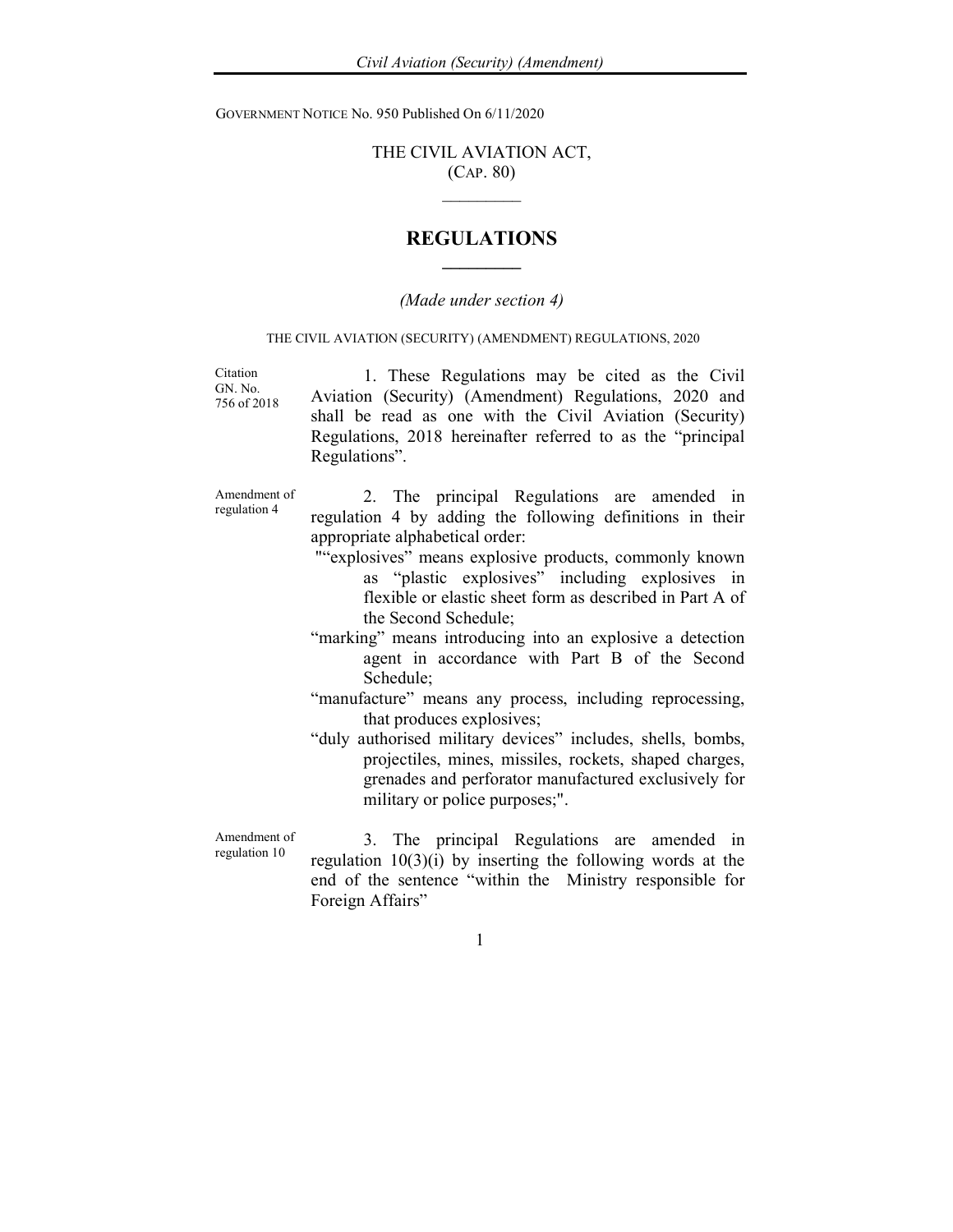GOVERNMENT NOTICE No. 950 Published On 6/11/2020

# THE CIVIL AVIATION ACT,
(CAP. 80)

______

## REGULATIONS

______

*(Made under section 4)*

THE CIVIL AVIATION (SECURITY) (AMENDMENT) REGULATIONS, 2020

Citation
GN. No. 756 of 2018

1. These Regulations may be cited as the Civil Aviation (Security) (Amendment) Regulations, 2020 and shall be read as one with the Civil Aviation (Security) Regulations, 2018 hereinafter referred to as the "principal Regulations".

Amendment of regulation 4

2. The principal Regulations are amended in regulation 4 by adding the following definitions in their appropriate alphabetical order:

""explosives" means explosive products, commonly known as "plastic explosives" including explosives in flexible or elastic sheet form as described in Part A of the Second Schedule;

"marking" means introducing into an explosive a detection agent in accordance with Part B of the Second Schedule;

"manufacture" means any process, including reprocessing, that produces explosives;

"duly authorised military devices" includes, shells, bombs, projectiles, mines, missiles, rockets, shaped charges, grenades and perforator manufactured exclusively for military or police purposes;".

Amendment of regulation 10

3. The principal Regulations are amended in regulation 10(3)(i) by inserting the following words at the end of the sentence "within the Ministry responsible for Foreign Affairs"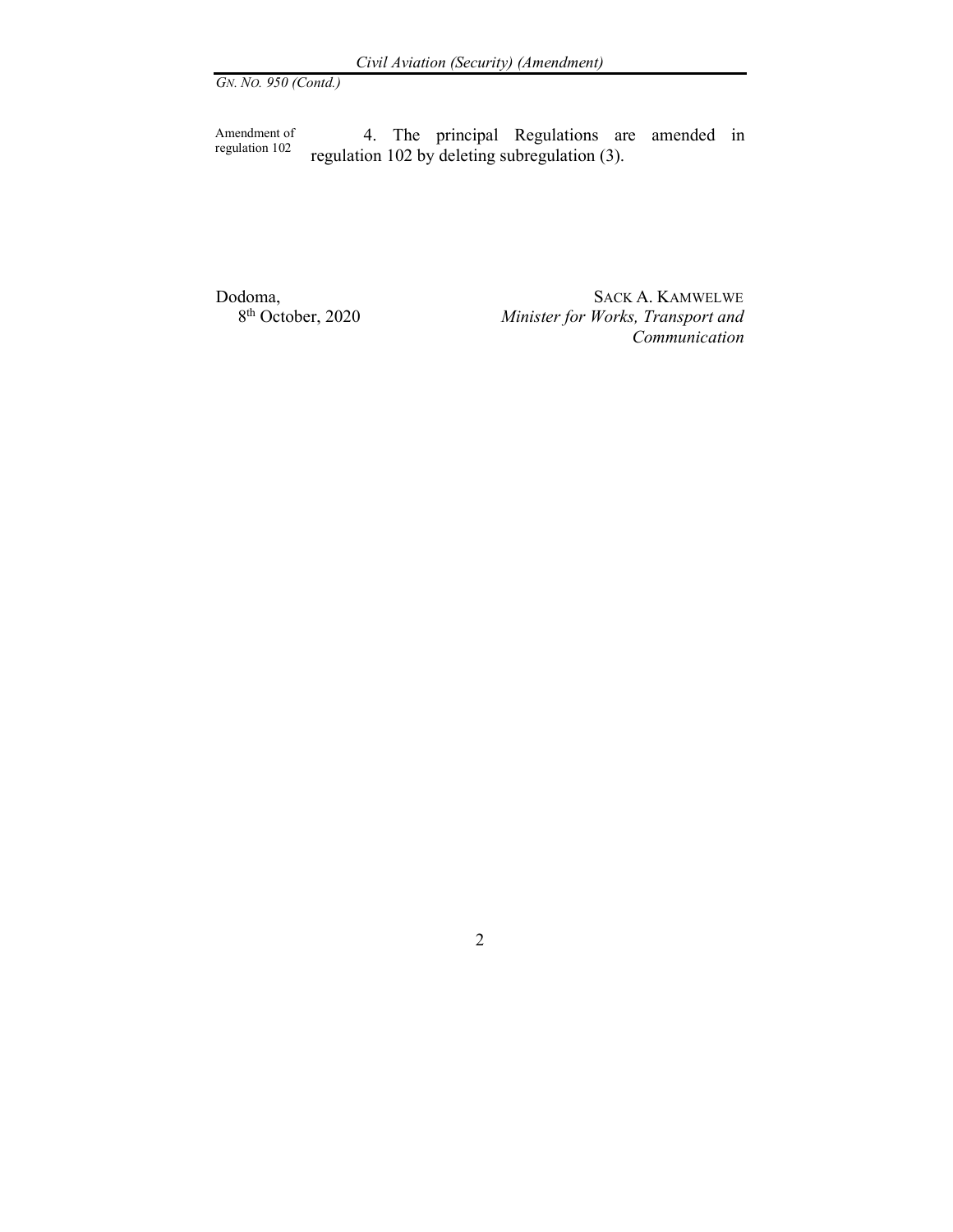*GN. NO. 950 (Contd.)*

Amendment of regulation 102

4. The principal Regulations are amended in regulation 102 by deleting subregulation (3).

Dodoma,
8th October, 2020

SACK A. KAMWELWE
*Minister for Works, Transport and Communication*